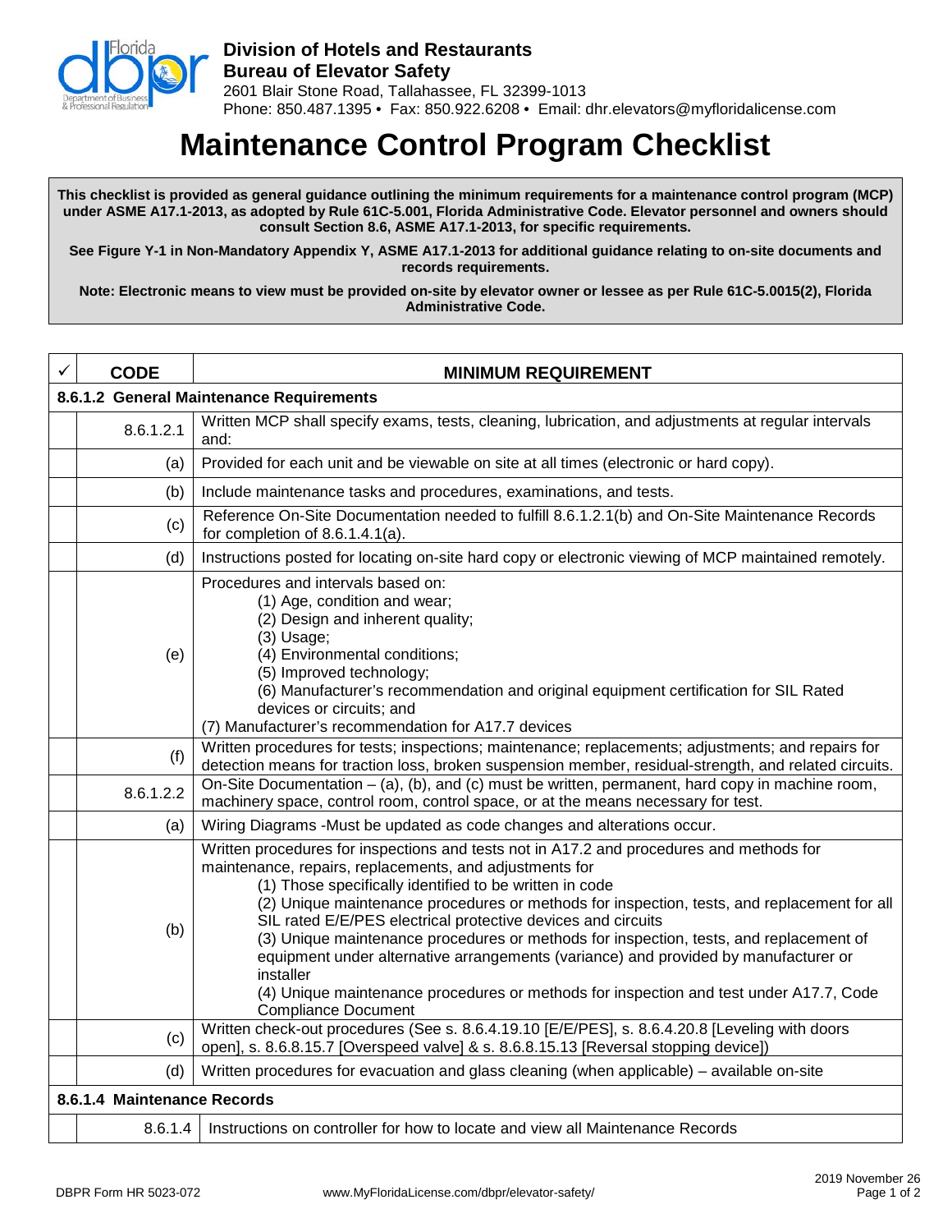**Division of Hotels and Restaurants**
**Bureau of Elevator Safety**
2601 Blair Stone Road, Tallahassee, FL 32399-1013
Phone: 850.487.1395 • Fax: 850.922.6208 • Email: dhr.elevators@myfloridalicense.com

# Maintenance Control Program Checklist

**This checklist is provided as general guidance outlining the minimum requirements for a maintenance control program (MCP) under ASME A17.1-2013, as adopted by Rule 61C-5.001, Florida Administrative Code. Elevator personnel and owners should consult Section 8.6, ASME A17.1-2013, for specific requirements.**

**See Figure Y-1 in Non-Mandatory Appendix Y, ASME A17.1-2013 for additional guidance relating to on-site documents and records requirements.**

**Note: Electronic means to view must be provided on-site by elevator owner or lessee as per Rule 61C-5.0015(2), Florida Administrative Code.**

| ✓ | CODE | MINIMUM REQUIREMENT |
|---|---|---|
| **8.6.1.2 General Maintenance Requirements** | | |
| | 8.6.1.2.1 | Written MCP shall specify exams, tests, cleaning, lubrication, and adjustments at regular intervals and: |
| | (a) | Provided for each unit and be viewable on site at all times (electronic or hard copy). |
| | (b) | Include maintenance tasks and procedures, examinations, and tests. |
| | (c) | Reference On-Site Documentation needed to fulfill 8.6.1.2.1(b) and On-Site Maintenance Records for completion of 8.6.1.4.1(a). |
| | (d) | Instructions posted for locating on-site hard copy or electronic viewing of MCP maintained remotely. |
| | (e) | Procedures and intervals based on:<br>(1) Age, condition and wear;<br>(2) Design and inherent quality;<br>(3) Usage;<br>(4) Environmental conditions;<br>(5) Improved technology;<br>(6) Manufacturer's recommendation and original equipment certification for SIL Rated devices or circuits; and<br>(7) Manufacturer's recommendation for A17.7 devices |
| | (f) | Written procedures for tests; inspections; maintenance; replacements; adjustments; and repairs for detection means for traction loss, broken suspension member, residual-strength, and related circuits. |
| | 8.6.1.2.2 | On-Site Documentation – (a), (b), and (c) must be written, permanent, hard copy in machine room, machinery space, control room, control space, or at the means necessary for test. |
| | (a) | Wiring Diagrams -Must be updated as code changes and alterations occur. |
| | (b) | Written procedures for inspections and tests not in A17.2 and procedures and methods for maintenance, repairs, replacements, and adjustments for<br>(1) Those specifically identified to be written in code<br>(2) Unique maintenance procedures or methods for inspection, tests, and replacement for all SIL rated E/E/PES electrical protective devices and circuits<br>(3) Unique maintenance procedures or methods for inspection, tests, and replacement of equipment under alternative arrangements (variance) and provided by manufacturer or installer<br>(4) Unique maintenance procedures or methods for inspection and test under A17.7, Code Compliance Document |
| | (c) | Written check-out procedures (See s. 8.6.4.19.10 [E/E/PES], s. 8.6.4.20.8 [Leveling with doors open], s. 8.6.8.15.7 [Overspeed valve] & s. 8.6.8.15.13 [Reversal stopping device]) |
| | (d) | Written procedures for evacuation and glass cleaning (when applicable) – available on-site |
| **8.6.1.4 Maintenance Records** | | |
| | 8.6.1.4 | Instructions on controller for how to locate and view all Maintenance Records |

DBPR Form HR 5023-072 www.MyFloridaLicense.com/dbpr/elevator-safety/ 2019 November 26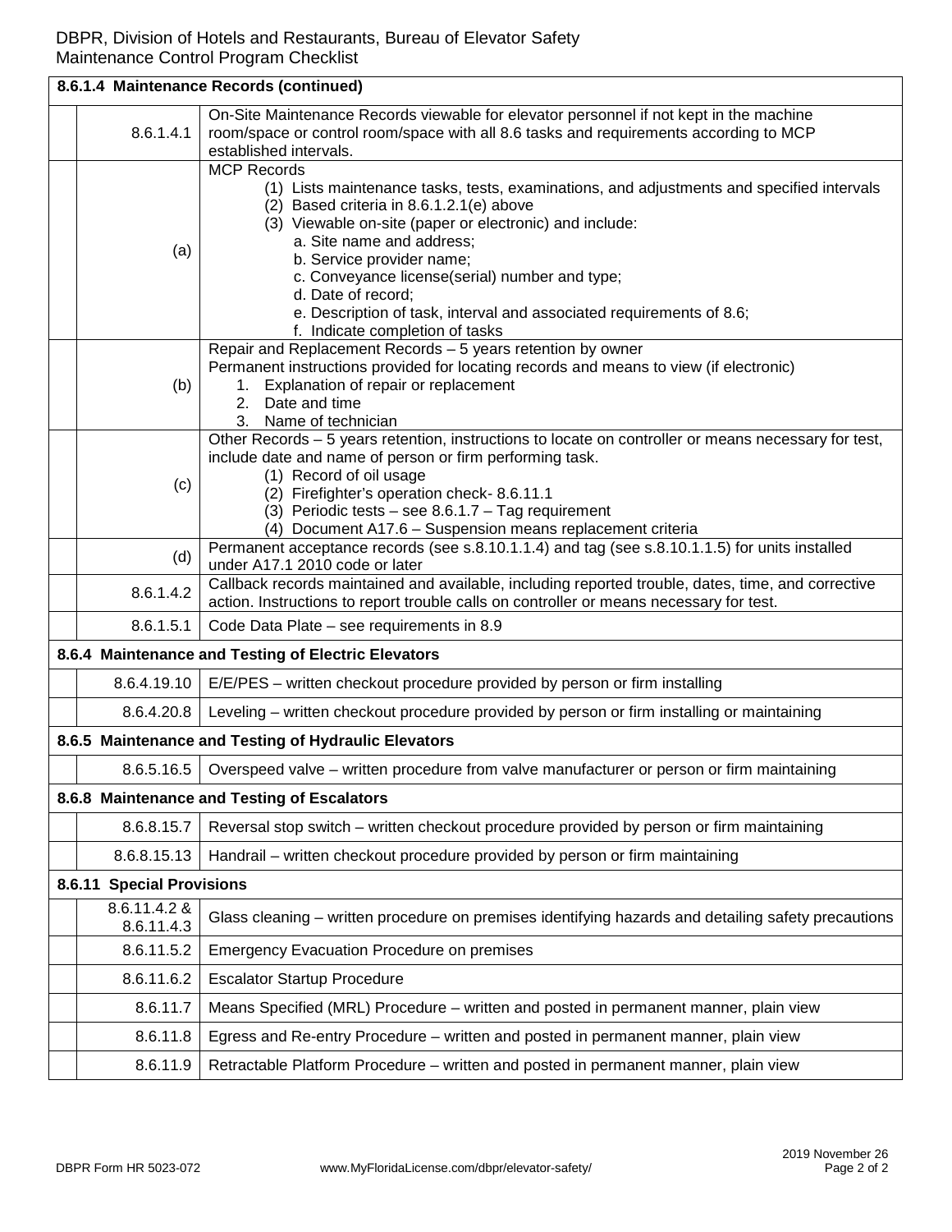DBPR, Division of Hotels and Restaurants, Bureau of Elevator Safety
Maintenance Control Program Checklist

| | | |
|---|---|---|
| **8.6.1.4 Maintenance Records (continued)** | | |
| | 8.6.1.4.1 | On-Site Maintenance Records viewable for elevator personnel if not kept in the machine room/space or control room/space with all 8.6 tasks and requirements according to MCP established intervals. |
| | (a) | MCP Records<br>(1) Lists maintenance tasks, tests, examinations, and adjustments and specified intervals<br>(2) Based criteria in 8.6.1.2.1(e) above<br>(3) Viewable on-site (paper or electronic) and include:<br>a. Site name and address;<br>b. Service provider name;<br>c. Conveyance license(serial) number and type;<br>d. Date of record;<br>e. Description of task, interval and associated requirements of 8.6;<br>f. Indicate completion of tasks |
| | (b) | Repair and Replacement Records – 5 years retention by owner<br>Permanent instructions provided for locating records and means to view (if electronic)<br>1. Explanation of repair or replacement<br>2. Date and time<br>3. Name of technician |
| | (c) | Other Records – 5 years retention, instructions to locate on controller or means necessary for test, include date and name of person or firm performing task.<br>(1) Record of oil usage<br>(2) Firefighter's operation check- 8.6.11.1<br>(3) Periodic tests – see 8.6.1.7 – Tag requirement<br>(4) Document A17.6 – Suspension means replacement criteria |
| | (d) | Permanent acceptance records (see s.8.10.1.1.4) and tag (see s.8.10.1.1.5) for units installed under A17.1 2010 code or later |
| | 8.6.1.4.2 | Callback records maintained and available, including reported trouble, dates, time, and corrective action. Instructions to report trouble calls on controller or means necessary for test. |
| | 8.6.1.5.1 | Code Data Plate – see requirements in 8.9 |
| **8.6.4 Maintenance and Testing of Electric Elevators** | | |
| | 8.6.4.19.10 | E/E/PES – written checkout procedure provided by person or firm installing |
| | 8.6.4.20.8 | Leveling – written checkout procedure provided by person or firm installing or maintaining |
| **8.6.5 Maintenance and Testing of Hydraulic Elevators** | | |
| | 8.6.5.16.5 | Overspeed valve – written procedure from valve manufacturer or person or firm maintaining |
| **8.6.8 Maintenance and Testing of Escalators** | | |
| | 8.6.8.15.7 | Reversal stop switch – written checkout procedure provided by person or firm maintaining |
| | 8.6.8.15.13 | Handrail – written checkout procedure provided by person or firm maintaining |
| **8.6.11 Special Provisions** | | |
| | 8.6.11.4.2 & 8.6.11.4.3 | Glass cleaning – written procedure on premises identifying hazards and detailing safety precautions |
| | 8.6.11.5.2 | Emergency Evacuation Procedure on premises |
| | 8.6.11.6.2 | Escalator Startup Procedure |
| | 8.6.11.7 | Means Specified (MRL) Procedure – written and posted in permanent manner, plain view |
| | 8.6.11.8 | Egress and Re-entry Procedure – written and posted in permanent manner, plain view |
| | 8.6.11.9 | Retractable Platform Procedure – written and posted in permanent manner, plain view |

DBPR Form HR 5023-072 www.MyFloridaLicense.com/dbpr/elevator-safety/ 2019 November 26